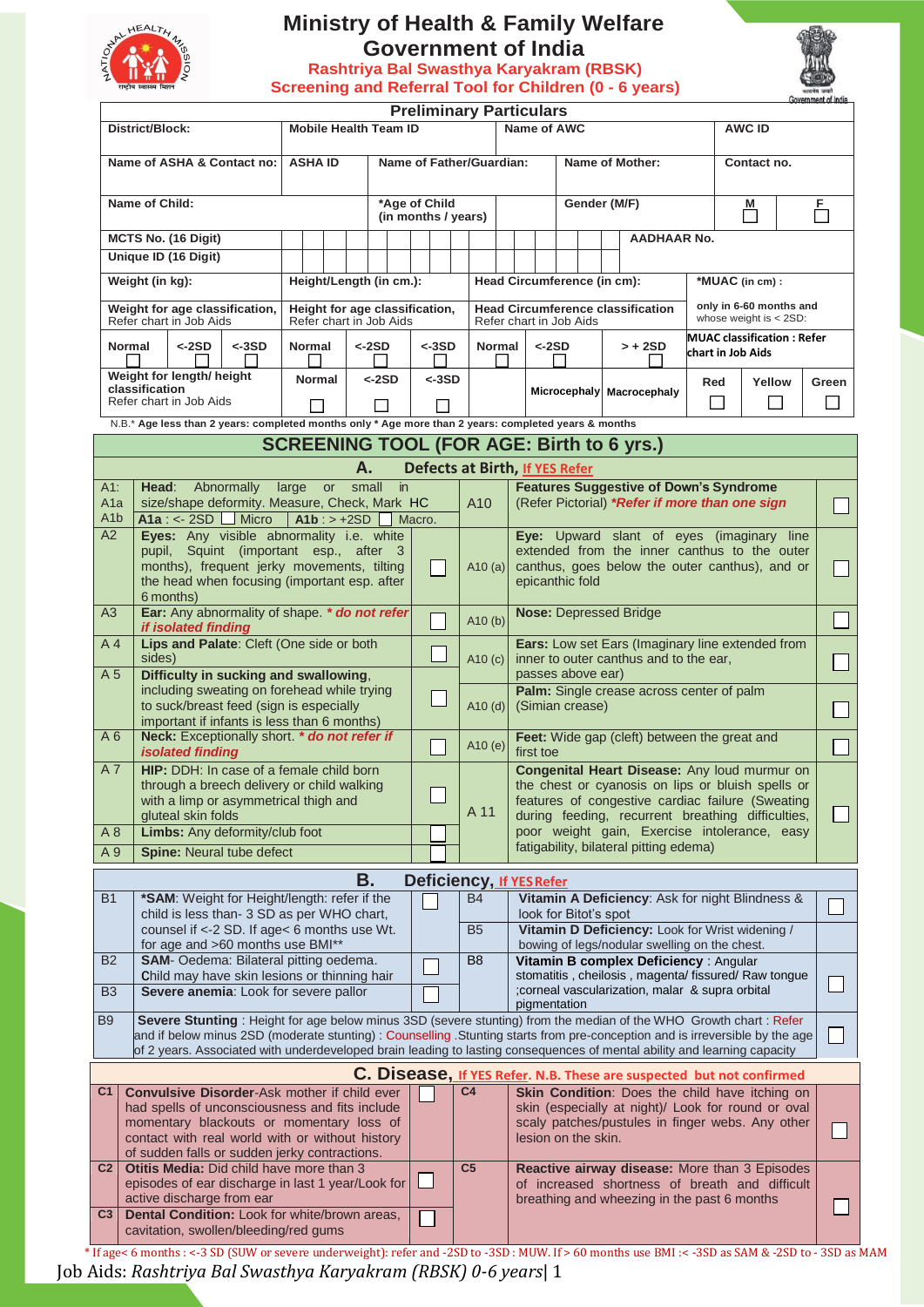# Ministry of Health & Family Welfare
# Government of India

## Rashtriya Bal Swasthya Karyakram (RBSK)
## Screening and Referral Tool for Children (0 - 6 years)

### Preliminary Particulars

| District/Block: | Mobile Health Team ID | Name of AWC | AWC ID |
|---|---|---|---|
| Name of ASHA & Contact no: | ASHA ID | Name of Father/Guardian: | Name of Mother: | Contact no. |

| Name of Child: | *Age of Child (in months / years) | Gender (M/F) | M ☐ | F ☐ |
|---|---|---|---|---|

| MCTS No. (16 Digit) | | AADHAAR No. |
|---|---|---|
| Unique ID (16 Digit) | | |

| Weight (in kg): | Height/Length (in cm.): | Head Circumference (in cm): | *MUAC (in cm) : |
|---|---|---|---|
| Weight for age classification, Refer chart in Job Aids | Height for age classification, Refer chart in Job Aids | Head Circumference classification Refer chart in Job Aids | only in 6-60 months and whose weight is < 2SD: |
| Normal ☐ <-2SD ☐ <-3SD ☐ | Normal ☐ <-2SD ☐ <-3SD ☐ | Normal ☐ <-2SD ☐ > + 2SD ☐ | MUAC classification : Refer chart in Job Aids |
| Weight for length/ height classification Refer chart in Job Aids | Normal ☐ <-2SD ☐ <-3SD ☐ | Microcephaly Macrocephaly | Red ☐ Yellow ☐ Green ☐ |

N.B.* **Age less than 2 years: completed months only * Age more than 2 years: completed years & months**

## SCREENING TOOL (FOR AGE: Birth to 6 yrs.)

### A. Defects at Birth, If YES Refer

| | | | | | |
|---|---|---|---|---|---|
| A1: A1a A1b | **Head**: Abnormally large or small in size/shape deformity. Measure, Check, Mark **HC** **A1a** : <- 2SD ☐ Micro **A1b** : > +2SD ☐ Macro. | | A10 | **Features Suggestive of Down's Syndrome** (Refer Pictorial) ***Refer if more than one sign*** | ☐ |
| A2 | **Eyes:** Any visible abnormality i.e. white pupil, Squint (important esp., after 3 months), frequent jerky movements, tilting the head when focusing (important esp. after 6 months) | ☐ | A10 (a) | **Eye:** Upward slant of eyes (imaginary line extended from the inner canthus to the outer canthus, goes below the outer canthus), and or epicanthic fold | ☐ |
| A3 | **Ear:** Any abnormality of shape. ***\* do not refer if isolated finding*** | ☐ | A10 (b) | **Nose:** Depressed Bridge | ☐ |
| A 4 | **Lips and Palate**: Cleft (One side or both sides) | ☐ | A10 (c) | **Ears:** Low set Ears (Imaginary line extended from inner to outer canthus to the ear, passes above ear) | ☐ |
| A 5 | **Difficulty in sucking and swallowing**, including sweating on forehead while trying to suck/breast feed (sign is especially important if infants is less than 6 months) | ☐ | A10 (d) | **Palm:** Single crease across center of palm (Simian crease) | ☐ |
| A 6 | **Neck:** Exceptionally short. ***\* do not refer if isolated finding*** | ☐ | A10 (e) | **Feet:** Wide gap (cleft) between the great and first toe | ☐ |
| A 7 | **HIP:** DDH: In case of a female child born through a breech delivery or child walking with a limp or asymmetrical thigh and gluteal skin folds | ☐ | A 11 | **Congenital Heart Disease:** Any loud murmur on the chest or cyanosis on lips or bluish spots or features of congestive cardiac failure (Sweating during feeding, recurrent breathing difficulties, poor weight gain, Exercise intolerance, easy fatigability, bilateral pitting edema) | ☐ |
| A 8 | **Limbs:** Any deformity/club foot | ☐ | | | |
| A 9 | **Spine:** Neural tube defect | ☐ | | | |

### B. Deficiency, If YES Refer

| | | | | | |
|---|---|---|---|---|---|
| B1 | **\*SAM**: Weight for Height/length: refer if the child is less than- 3 SD as per WHO chart, counsel if <-2 SD. If age< 6 months use Wt. for age and >60 months use BMI** | ☐ | B4 | **Vitamin A Deficiency**: Ask for night Blindness & look for Bitot's spot | ☐ |
| | | | B5 | **Vitamin D Deficiency:** Look for Wrist widening / bowing of legs/nodular swelling on the chest. | |
| B2 | **SAM**- Oedema: Bilateral pitting oedema. Child may have skin lesions or thinning hair | ☐ | B8 | **Vitamin B complex Deficiency** : Angular stomatitis , cheilosis , magenta/ fissured/ Raw tongue ;corneal vascularization, malar & supra orbital pigmentation | ☐ |
| B3 | **Severe anemia**: Look for severe pallor | ☐ | | | |
| B9 | **Severe Stunting** : Height for age below minus 3SD (severe stunting) from the median of the WHO Growth chart : Refer and if below minus 2SD (moderate stunting) : Counselling .Stunting starts from pre-conception and is irreversible by the age of 2 years. Associated with underdeveloped brain leading to lasting consequences of mental ability and learning capacity | | | | ☐ |

### C. Disease, If YES Refer. N.B. These are suspected but not confirmed

| | | | | | |
|---|---|---|---|---|---|
| C1 | **Convulsive Disorder**-Ask mother if child ever had spells of unconsciousness and fits include momentary blackouts or momentary loss of contact with real world with or without history of sudden falls or sudden jerky contractions. | ☐ | C4 | **Skin Condition**: Does the child have itching on skin (especially at night)/ Look for round or oval scaly patches/pustules in finger webs. Any other lesion on the skin. | ☐ |
| C2 | **Otitis Media:** Did child have more than 3 episodes of ear discharge in last 1 year/Look for active discharge from ear | ☐ | C5 | **Reactive airway disease:** More than 3 Episodes of increased shortness of breath and difficult breathing and wheezing in the past 6 months | ☐ |
| C3 | **Dental Condition:** Look for white/brown areas, cavitation, swollen/bleeding/red gums | ☐ | | | |

\* If age< 6 months : <-3 SD (SUW or severe underweight): refer and -2SD to -3SD : MUW. If > 60 months use BMI :< -3SD as SAM & -2SD to - 3SD as MAM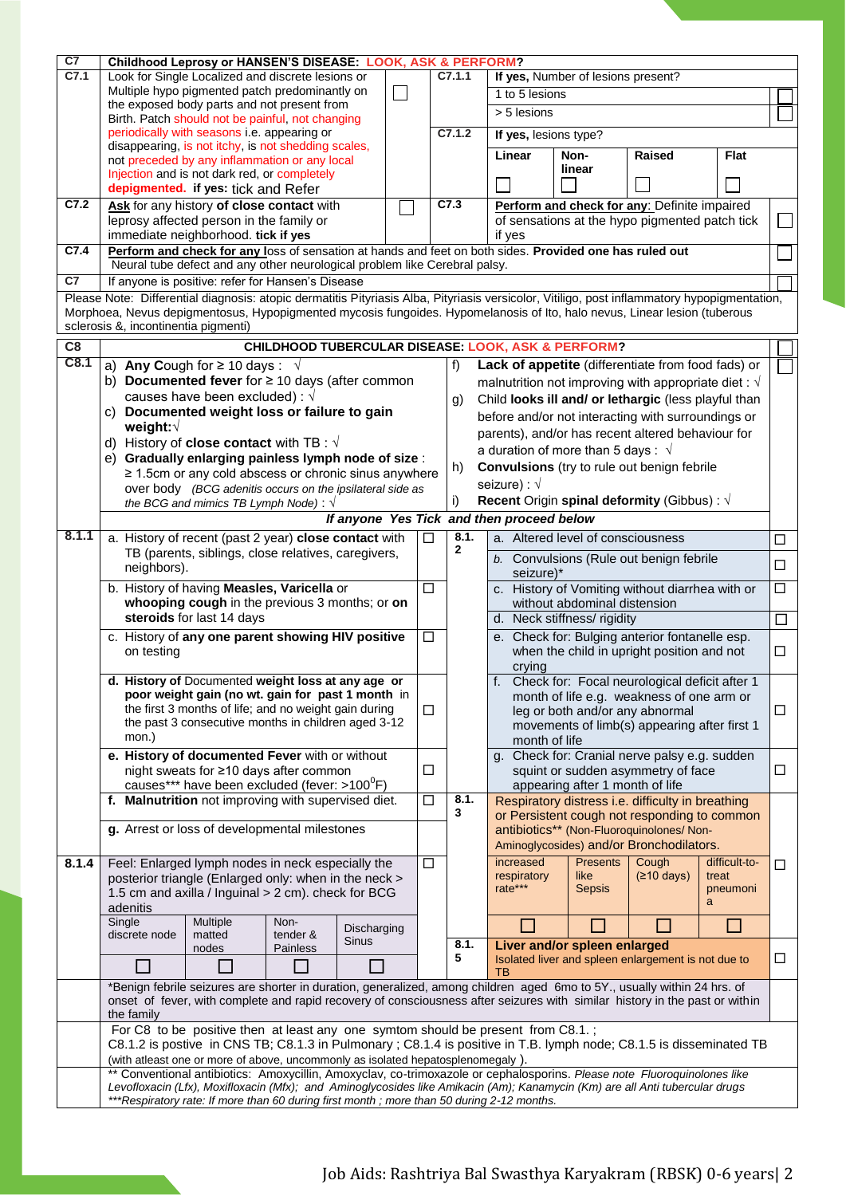| C7 | Childhood Leprosy or HANSEN'S DISEASE: LOOK, ASK & PERFORM? | | | | |
|---|---|---|---|---|---|
| C7.1 | Look for Single Localized and discrete lesions or Multiple hypo pigmented patch predominantly on the exposed body parts and not present from Birth. Patch should not be painful, not changing periodically with seasons i.e. appearing or disappearing, is not itchy, is not shedding scales, not preceded by any inflammation or any local Injection and is not dark red, or completely **depigmented. if yes:** tick and Refer | ☐ | C7.1.1 | **If yes,** Number of lesions present? 1 to 5 lesions ☐ > 5 lesions ☐ | |
| | | | C7.1.2 | **If yes,** lesions type? **Linear** ☐ **Non-linear** ☐ **Raised** ☐ **Flat** ☐ | |
| C7.2 | **Ask** for any history **of close contact** with leprosy affected person in the family or immediate neighborhood. **tick if yes** | ☐ | C7.3 | **Perform and check for any**: Definite impaired of sensations at the hypo pigmented patch tick if yes | ☐ |
| C7.4 | **Perform and check for any** loss of sensation at hands and feet on both sides. **Provided one has ruled out** Neural tube defect and any other neurological problem like Cerebral palsy. | | | | ☐ |
| C7 | If anyone is positive: refer for Hansen's Disease | | | | ☐ |

Please Note: Differential diagnosis: atopic dermatitis Pityriasis Alba, Pityriasis versicolor, Vitiligo, post inflammatory hypopigmentation, Morphoea, Nevus depigmentosus, Hypopigmented mycosis fungoides. Hypomelanosis of Ito, halo nevus, Linear lesion (tuberous sclerosis &, incontinentia pigmenti)

| C8 | CHILDHOOD TUBERCULAR DISEASE: LOOK, ASK & PERFORM? | | ☐ |
|---|---|---|---|
| C8.1 | a) **Any Cough** for ≥ 10 days : √<br>b) **Documented fever** for ≥ 10 days (after common causes have been excluded) : √<br>c) **Documented weight loss or failure to gain weight**:√<br>d) History of **close contact** with TB : √<br>e) **Gradually enlarging painless lymph node of size** : ≥ 1.5cm or any cold abscess or chronic sinus anywhere over body *(BCG adenitis occurs on the ipsilateral side as the BCG and mimics TB Lymph Node)* : √ | f) **Lack of appetite** (differentiate from food fads) or malnutrition not improving with appropriate diet : √<br>g) Child **looks ill and/ or lethargic** (less playful than before and/or not interacting with surroundings or parents), and/or has recent altered behaviour for a duration of more than 5 days : √<br>h) **Convulsions** (try to rule out benign febrile seizure) : √<br>i) **Recent** Origin **spinal deformity** (Gibbus) : √ | ☐ |
| | ***If anyone Yes Tick and then proceed below*** | | |

| 8.1.1 | | | 8.1.2 | | |
|---|---|---|---|---|---|
| | a. History of recent (past 2 year) **close contact** with TB (parents, siblings, close relatives, caregivers, neighbors). | ☐ | | a. Altered level of consciousness | ☐ |
| | | | | *b.* Convulsions (Rule out benign febrile seizure)* | ☐ |
| | b. History of having **Measles, Varicella** or **whooping cough** in the previous 3 months; or **on steroids** for last 14 days | ☐ | | c. History of Vomiting without diarrhea with or without abdominal distension | ☐ |
| | | | | d. Neck stiffness/ rigidity | ☐ |
| | c. History of **any one parent showing HIV positive** on testing | ☐ | | e. Check for: Bulging anterior fontanelle esp. when the child in upright position and not crying | ☐ |
| | **d. History of** Documented **weight loss at any age or poor weight gain (no wt. gain for past 1 month** in the first 3 months of life; or not weight gain during the past 3 consecutive months in children aged 3-12 mon.) | ☐ | | f. Check for: Focal neurological deficit after 1 month of life e.g. weakness of one arm or leg or both and/or any abnormal movements of limb(s) appearing after first 1 month of life | ☐ |
| | **e. History of documented Fever** with or without night sweats for ≥10 days after common causes*** have been excluded (fever: >100$^0$F) | ☐ | | g. Check for: Cranial nerve palsy e.g. sudden squint or sudden asymmetry of face appearing after 1 month of life | ☐ |
| | **f. Malnutrition** not improving with supervised diet. | ☐ | 8.1.3 | Respiratory distress i.e. difficulty in breathing or Persistent cough not responding to common antibiotics** (Non-Fluoroquinolones/ Non-Aminoglycosides) and/or Bronchodilators. increased respiratory rate*** ☐ Presents like Sepsis ☐ Cough (≥10 days) ☐ difficult-to-treat pneumonia ☐ | ☐ |
| | **g.** Arrest or loss of developmental milestones | | | | |
| 8.1.4 | Feel: Enlarged lymph nodes in neck especially the posterior triangle (Enlarged only: when in the neck > 1.5 cm and axilla / Inguinal > 2 cm). check for BCG adenitis<br>Single discrete node ☐ Multiple matted nodes ☐ Non-tender & Painless ☐ Discharging Sinus ☐ | ☐ | 8.1.5 | **Liver and/or spleen enlarged**<br>Isolated liver and spleen enlargement is not due to TB | ☐ |

*Benign febrile seizures are shorter in duration, generalized, among children aged 6mo to 5Y., usually within 24 hrs. of onset of fever, with complete and rapid recovery of consciousness after seizures with similar history in the past or within the family

For C8 to be positive then at least any one symtom should be present from C8.1. ; C8.1.2 is postive in CNS TB; C8.1.3 in Pulmonary ; C8.1.4 is positive in T.B. lymph node; C8.1.5 is disseminated TB (with atleast one or more of above, uncommonly as isolated hepatosplenomegaly ).

** Conventional antibiotics: Amoxycillin, Amoxyclav, co-trimoxazole or cephalosporins. *Please note Fluoroquinolones like Levofloxacin (Lfx), Moxifloxacin (Mfx); and Aminoglycosides like Amikacin (Am); Kanamycin (Km) are all Anti tubercular drugs*

****Respiratory rate: If more than 60 during first month ; more than 50 during 2-12 months.*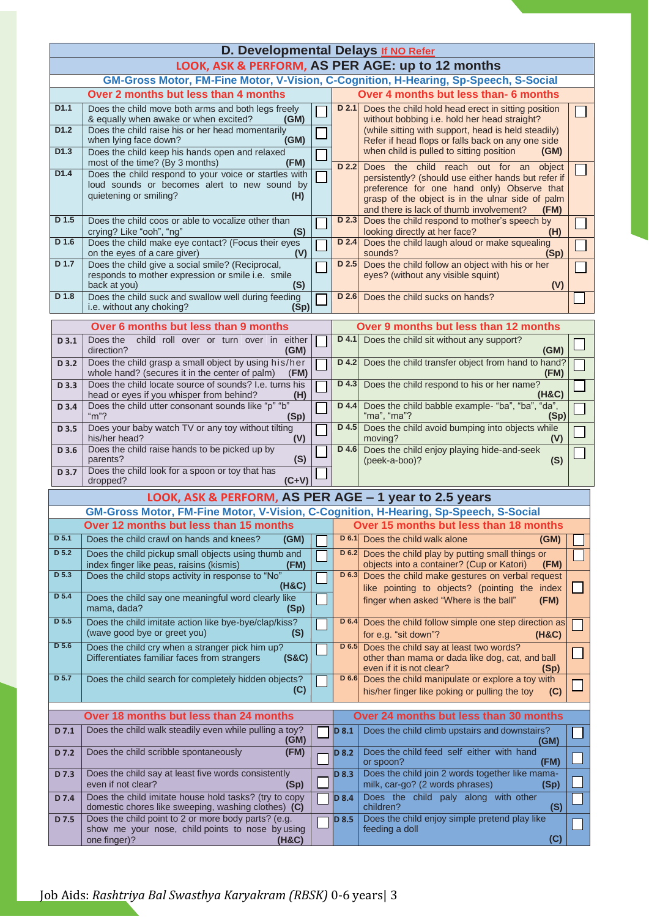## D. Developmental Delays If NO Refer

### LOOK, ASK & PERFORM, AS PER AGE: up to 12 months

GM-Gross Motor, FM-Fine Motor, V-Vision, C-Cognition, H-Hearing, Sp-Speech, S-Social

| Over 2 months but less than 4 months | | | Over 4 months but less than- 6 months | | |
|---|---|---|---|---|---|
| D1.1 | Does the child move both arms and both legs freely & equally when awake or when excited? (GM) | ☐ | D 2.1 | Does the child hold head erect in sitting position without bobbing i.e. hold her head straight? (while sitting with support, head is held steadily) Refer if head flops or falls back on any one side when child is pulled to sitting position (GM) | ☐ |
| D1.2 | Does the child raise his or her head momentarily when lying face down? (GM) | ☐ | | | |
| D1.3 | Does the child keep his hands open and relaxed most of the time? (By 3 months) (FM) | ☐ | D 2.2 | Does the child reach out for an object persistently? (should use either hands but refer if preference for one hand only) Observe that grasp of the object is in the ulnar side of palm and there is lack of thumb involvement? (FM) | ☐ |
| D1.4 | Does the child respond to your voice or startles with loud sounds or becomes alert to new sound by quietening or smiling? (H) | ☐ | | | |
| D 1.5 | Does the child coos or able to vocalize other than crying? Like "ooh", "ng" (S) | ☐ | D 2.3 | Does the child respond to mother's speech by looking directly at her face? (H) | ☐ |
| D 1.6 | Does the child make eye contact? (Focus their eyes on the eyes of a care giver) (V) | ☐ | D 2.4 | Does the child laugh aloud or make squealing sounds? (Sp) | ☐ |
| D 1.7 | Does the child give a social smile? (Reciprocal, responds to mother expression or smile i.e. smile back at you) (S) | ☐ | D 2.5 | Does the child follow an object with his or her eyes? (without any visible squint) (V) | ☐ |
| D 1.8 | Does the child suck and swallow well during feeding i.e. without any choking? (Sp) | ☐ | D 2.6 | Does the child sucks on hands? | ☐ |

| Over 6 months but less than 9 months | | | Over 9 months but less than 12 months | | |
|---|---|---|---|---|---|
| D 3.1 | Does the child roll over or turn over in either direction? (GM) | ☐ | D 4.1 | Does the child sit without any support? (GM) | ☐ |
| D 3.2 | Does the child grasp a small object by using his/her whole hand? (secures it in the center of palm) (FM) | ☐ | D 4.2 | Does the child transfer object from hand to hand? (FM) | ☐ |
| D 3.3 | Does the child locate source of sounds? I.e. turns his head or eyes if you whisper from behind? (H) | ☐ | D 4.3 | Does the child respond to his or her name? (H&C) | ☐ |
| D 3.4 | Does the child utter consonant sounds like "p" "b" "m"? (Sp) | ☐ | D 4.4 | Does the child babble example- "ba", "ba", "da", "ma", "ma"? (Sp) | ☐ |
| D 3.5 | Does your baby watch TV or any toy without tilting his/her head? (V) | ☐ | D 4.5 | Does the child avoid bumping into objects while moving? (V) | ☐ |
| D 3.6 | Does the child raise hands to be picked up by parents? (S) | ☐ | D 4.6 | Does the child enjoy playing hide-and-seek (peek-a-boo)? (S) | ☐ |
| D 3.7 | Does the child look for a spoon or toy that has dropped? (C+V) | ☐ | | | |

### LOOK, ASK & PERFORM, AS PER AGE – 1 year to 2.5 years

GM-Gross Motor, FM-Fine Motor, V-Vision, C-Cognition, H-Hearing, Sp-Speech, S-Social

| Over 12 months but less than 15 months | | | Over 15 months but less than 18 months | | |
|---|---|---|---|---|---|
| D 5.1 | Does the child crawl on hands and knees? (GM) | ☐ | D 6.1 | Does the child walk alone (GM) | ☐ |
| D 5.2 | Does the child pickup small objects using thumb and index finger like peas, raisins (kismis) (FM) | ☐ | D 6.2 | Does the child play by putting small things or objects into a container? (Cup or Katori) (FM) | ☐ |
| D 5.3 | Does the child stops activity in response to "No" (H&C) | ☐ | D 6.3 | Does the child make gestures on verbal request like pointing to objects? (pointing the index finger when asked "Where is the ball" (FM) | ☐ |
| D 5.4 | Does the child say one meaningful word clearly like mama, dada? (Sp) | ☐ | | | |
| D 5.5 | Does the child imitate action like bye-bye/clap/kiss? (wave good bye or greet you) (S) | ☐ | D 6.4 | Does the child follow simple one step direction as for e.g. "sit down" (H&C) | ☐ |
| D 5.6 | Does the child cry when a stranger pick him up? Differentiates familiar faces from strangers (S&C) | ☐ | D 6.5 | Does the child say at least two words? other than mama or dada like dog, cat, and ball even if it is not clear? (Sp) | ☐ |
| D 5.7 | Does the child search for completely hidden objects? (C) | ☐ | D 6.6 | Does the child manipulate or explore a toy with his/her finger like poking or pulling the toy (C) | ☐ |

| Over 18 months but less than 24 months | | | Over 24 months but less than 30 months | | |
|---|---|---|---|---|---|
| D 7.1 | Does the child walk steadily even while pulling a toy? (GM) | ☐ | D 8.1 | Does the child climb upstairs and downstairs? (GM) | ☐ |
| D 7.2 | Does the child scribble spontaneously (FM) | ☐ | D 8.2 | Does the child feed self either with hand or spoon? (FM) | ☐ |
| D 7.3 | Does the child say at least five words consistently even if not clear? (Sp) | ☐ | D 8.3 | Does the child join 2 words together like mama-milk, car-go? (2 words phrases) (Sp) | ☐ |
| D 7.4 | Does the child imitate house hold tasks? (try to copy domestic chores like sweeping, washing clothes) (C) | ☐ | D 8.4 | Does the child paly along with other children? (S) | ☐ |
| D 7.5 | Does the child point to 2 or more body parts? (e.g. show me your nose, child points to nose by using one finger)? (H&C) | ☐ | D 8.5 | Does the child enjoy simple pretend play like feeding a doll (C) | ☐ |

Job Aids: *Rashtriya Bal Swasthya Karyakram (RBSK)* 0-6 years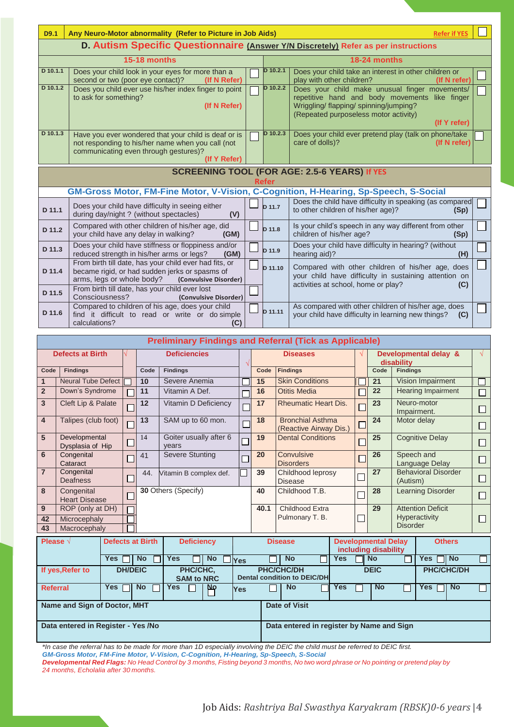| D9.1 | Any Neuro-Motor abnormality (Refer to Picture in Job Aids) | Refer if YES | ☐ |
|---|---|---|---|

## D. Autism Specific Questionnaire (Answer Y/N Discretely) Refer as per instructions

| 15-18 months | | | 18-24 months | | |
|---|---|---|---|---|---|
| D 10.1.1 | Does your child look in your eyes for more than a second or two (poor eye contact)? (If N Refer) | ☐ | D 10.2.1 | Does your child take an interest in other children or play with other children? (If N refer) | ☐ |
| D 10.1.2 | Does you child ever use his/her index finger to point to ask for something? (If N Refer) | ☐ | D 10.2.2 | Does your child make unusual finger movements/ repetitive hand and body movements like finger Wriggling/ flapping/ spinning/jumping? (Repeated purposeless motor activity) (If Y refer) | ☐ |
| D 10.1.3 | Have you ever wondered that your child is deaf or is not responding to his/her name when you call (not communicating even through gestures)? (If Y Refer) | ☐ | D 10.2.3 | Does your child ever pretend play (talk on phone/take care of dolls)? (If N refer) | ☐ |

## SCREENING TOOL (FOR AGE: 2.5-6 YEARS) If YES Refer

**GM-Gross Motor, FM-Fine Motor, V-Vision, C-Cognition, H-Hearing, Sp-Speech, S-Social**

| | | | | | |
|---|---|---|---|---|---|
| D 11.1 | Does your child have difficulty in seeing either during day/night ? (without spectacles) (V) | ☐ | D 11.7 | Does the child have difficulty in speaking (as compared to other children of his/her age)? (Sp) | ☐ |
| D 11.2 | Compared with other children of his/her age, did your child have any delay in walking? (GM) | ☐ | D 11.8 | Is your child's speech in any way different from other children of his/her age? (Sp) | ☐ |
| D 11.3 | Does your child have stiffness or floppiness and/or reduced strength in his/her arms or legs? (GM) | ☐ | D 11.9 | Does your child have difficulty in hearing? (without hearing aid)? (H) | ☐ |
| D 11.4 | From birth till date, has your child ever had fits, or became rigid, or had sudden jerks or spasms of arms, legs or whole body? (Convulsive Disorder) | ☐ | D 11.10 | Compared with other children of his/her age, does your child have difficulty in sustaining attention on activities at school, home or play? (C) | ☐ |
| D 11.5 | From birth till date, has your child ever lost Consciousness? (Convulsive Disorder) | ☐ | | | |
| D 11.6 | Compared to children of his age, does your child find it difficult to read or write or do simple calculations? (C) | ☐ | D 11.11 | As compared with other children of his/her age, does your child have difficulty in learning new things? (C) | ☐ |

## Preliminary Findings and Referral (Tick as Applicable)

| Defects at Birth | | √ | Deficiencies | | √ | Diseases | | √ | Developmental delay & disability | | √ |
|---|---|---|---|---|---|---|---|---|---|---|---|
| Code | Findings | | Code | Findings | | Code | Findings | | Code | Findings | |
| 1 | Neural Tube Defect | ☐ | 10 | Severe Anemia | ☐ | 15 | Skin Conditions | ☐ | 21 | Vision Impairment | ☐ |
| 2 | Down's Syndrome | ☐ | 11 | Vitamin A Def. | ☐ | 16 | Otitis Media | ☐ | 22 | Hearing Impairment | ☐ |
| 3 | Cleft Lip & Palate | ☐ | 12 | Vitamin D Deficiency | ☐ | 17 | Rheumatic Heart Dis. | ☐ | 23 | Neuro-motor Impairment. | ☐ |
| 4 | Talipes (club foot) | ☐ | 13 | SAM up to 60 mon. | ☐ | 18 | Bronchial Asthma (Reactive Airway Dis.) | ☐ | 24 | Motor delay | ☐ |
| 5 | Developmental Dysplasia of Hip | ☐ | 14 | Goiter usually after 6 years | ☐ | 19 | Dental Conditions | ☐ | 25 | Cognitive Delay | ☐ |
| 6 | Congenital Cataract | ☐ | 41 | Severe Stunting | ☐ | 20 | Convulsive Disorders | ☐ | 26 | Speech and Language Delay | ☐ |
| 7 | Congenital Deafness | ☐ | 44. | Vitamin B complex def. | ☐ | 39 | Childhood leprosy Disease | ☐ | 27 | Behavioral Disorder (Autism) | ☐ |
| 8 | Congenital Heart Disease | ☐ | 30 Others (Specify) | | | 40 | Childhood T.B. | ☐ | 28 | Learning Disorder | ☐ |
| 9 | ROP (only at DH) | ☐ | | | | 40.1 | Childhood Extra Pulmonary T. B. | ☐ | 29 | Attention Deficit Hyperactivity Disorder | ☐ |
| 42 | Microcephaly | ☐ | | | | | | | | | |
| 43 | Macrocephaly | ☐ | | | | | | | | | |

| Please √ | Defects at Birth | Deficiency | Disease | Developmental Delay including disability | Others |
|---|---|---|---|---|---|
| | Yes ☐ No ☐ | Yes ☐ No ☐ | Yes ☐ No ☐ | Yes ☐ No ☐ | Yes ☐ No ☐ |
| If yes, Refer to | DH/DEIC | PHC/CHC, SAM to NRC | PHC/CHC/DH Dental condition to DEIC/DH | DEIC | PHC/CHC/DH |
| Referral | Yes ☐ No ☐ | Yes ☐ No ☐ | Yes ☐ No ☐ | Yes ☐ No ☐ | Yes ☐ No ☐ |
| Name and Sign of Doctor, MHT | | | Date of Visit | | |
| Data entered in Register - Yes /No | | | Data entered in register by Name and Sign | | |

*\*In case the referral has to be made for more than 1D especially involving the DEIC the child must be referred to DEIC first.*

*GM-Gross Motor, FM-Fine Motor, V-Vision, C-Cognition, H-Hearing, Sp-Speech, S-Social*

***Developmental Red Flags:** No Head Control by 3 months, Fisting beyond 3 months, No two word phrase or No pointing or pretend play by 24 months, Echolalia after 30 months.*